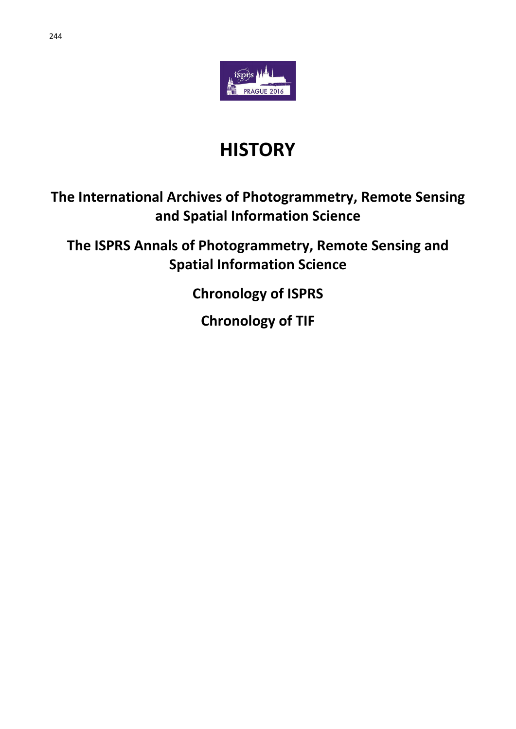# HISTORY

## The International Archives of Photogrammetry, Remote Sensing and Spatial Information Science

## The ISPRS Annals of Photogrammetry, Remote Sensing and Spatial Information Science

## Chronology of ISPRS

## Chronology of TIF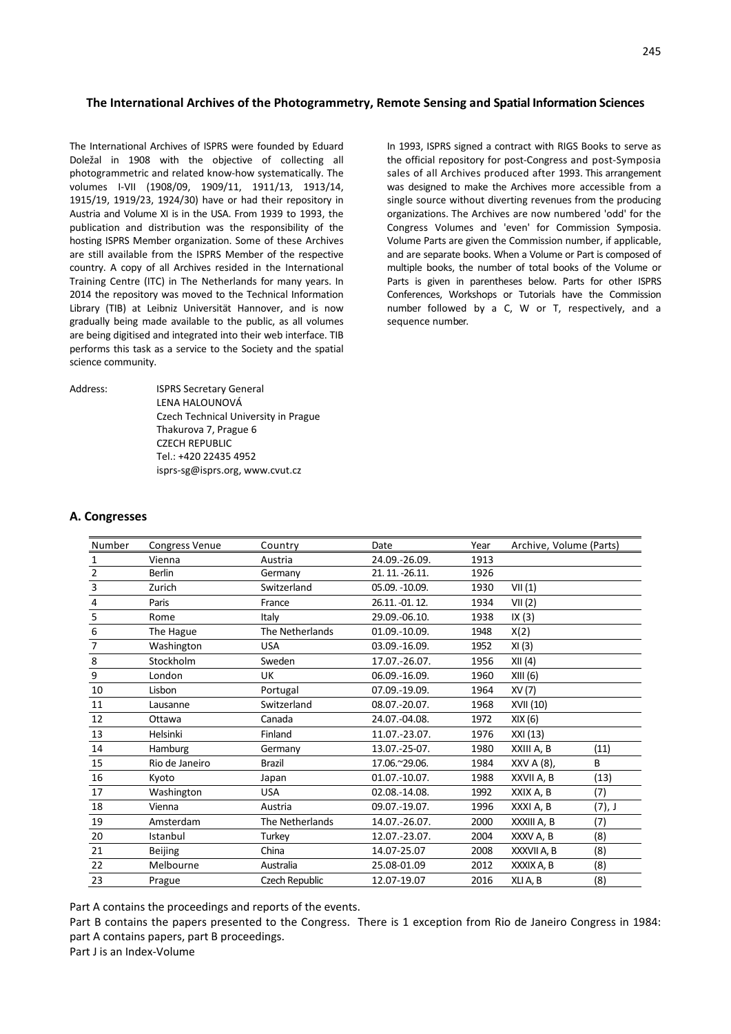## The International Archives of the Photogrammetry, Remote Sensing and Spatial Information Sciences

The International Archives of ISPRS were founded by Eduard Doležal in 1908 with the objective of collecting all photogrammetric and related know-how systematically. The volumes I-VII (1908/09, 1909/11, 1911/13, 1913/14, 1915/19, 1919/23, 1924/30) have or had their repository in Austria and Volume XI is in the USA. From 1939 to 1993, the publication and distribution was the responsibility of the hosting ISPRS Member organization. Some of these Archives are still available from the ISPRS Member of the respective country. A copy of all Archives resided in the International Training Centre (ITC) in The Netherlands for many years. In 2014 the repository was moved to the Technical Information Library (TIB) at Leibniz Universität Hannover, and is now gradually being made available to the public, as all volumes are being digitised and integrated into their web interface. TIB performs this task as a service to the Society and the spatial science community.

Address:
ISPRS Secretary General
LENA HALOUNOVÁ
Czech Technical University in Prague
Thakurova 7, Prague 6
CZECH REPUBLIC
Tel.: +420 22435 4952
isprs-sg@isprs.org, www.cvut.cz

In 1993, ISPRS signed a contract with RIGS Books to serve as the official repository for post-Congress and post-Symposia sales of all Archives produced after 1993. This arrangement was designed to make the Archives more accessible from a single source without diverting revenues from the producing organizations. The Archives are now numbered 'odd' for the Congress Volumes and 'even' for Commission Symposia. Volume Parts are given the Commission number, if applicable, and are separate books. When a Volume or Part is composed of multiple books, the number of total books of the Volume or Parts is given in parentheses below. Parts for other ISPRS Conferences, Workshops or Tutorials have the Commission number followed by a C, W or T, respectively, and a sequence number.

### A. Congresses

| Number | Congress Venue | Country | Date | Year | Archive, Volume (Parts) | |
|---|---|---|---|---|---|---|
| 1 | Vienna | Austria | 24.09.-26.09. | 1913 | | |
| 2 | Berlin | Germany | 21. 11. -26.11. | 1926 | | |
| 3 | Zurich | Switzerland | 05.09. -10.09. | 1930 | VII (1) | |
| 4 | Paris | France | 26.11. -01. 12. | 1934 | VII (2) | |
| 5 | Rome | Italy | 29.09.-06.10. | 1938 | IX (3) | |
| 6 | The Hague | The Netherlands | 01.09.-10.09. | 1948 | X(2) | |
| 7 | Washington | USA | 03.09.-16.09. | 1952 | XI (3) | |
| 8 | Stockholm | Sweden | 17.07.-26.07. | 1956 | XII (4) | |
| 9 | London | UK | 06.09.-16.09. | 1960 | XIII (6) | |
| 10 | Lisbon | Portugal | 07.09.-19.09. | 1964 | XV (7) | |
| 11 | Lausanne | Switzerland | 08.07.-20.07. | 1968 | XVII (10) | |
| 12 | Ottawa | Canada | 24.07.-04.08. | 1972 | XIX (6) | |
| 13 | Helsinki | Finland | 11.07.-23.07. | 1976 | XXI (13) | |
| 14 | Hamburg | Germany | 13.07.-25-07. | 1980 | XXIII A, B | (11) |
| 15 | Rio de Janeiro | Brazil | 17.06.~29.06. | 1984 | XXV A (8), | B |
| 16 | Kyoto | Japan | 01.07.-10.07. | 1988 | XXVII A, B | (13) |
| 17 | Washington | USA | 02.08.-14.08. | 1992 | XXIX A, B | (7) |
| 18 | Vienna | Austria | 09.07.-19.07. | 1996 | XXXI A, B | (7), J |
| 19 | Amsterdam | The Netherlands | 14.07.-26.07. | 2000 | XXXIII A, B | (7) |
| 20 | Istanbul | Turkey | 12.07.-23.07. | 2004 | XXXV A, B | (8) |
| 21 | Beijing | China | 14.07-25.07 | 2008 | XXXVII A, B | (8) |
| 22 | Melbourne | Australia | 25.08-01.09 | 2012 | XXXIX A, B | (8) |
| 23 | Prague | Czech Republic | 12.07-19.07 | 2016 | XLI A, B | (8) |

Part A contains the proceedings and reports of the events.

Part B contains the papers presented to the Congress. There is 1 exception from Rio de Janeiro Congress in 1984: part A contains papers, part B proceedings.

Part J is an Index-Volume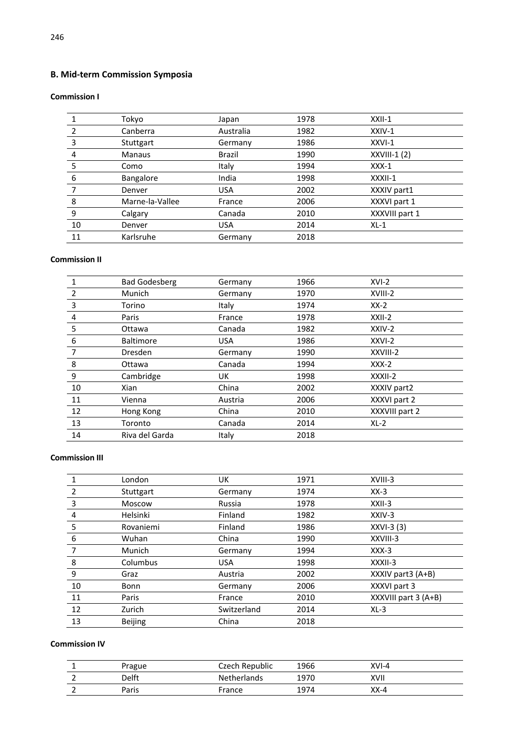## B. Mid-term Commission Symposia

### Commission I

| | | | | |
|---|---|---|---|---|
| 1 | Tokyo | Japan | 1978 | XXII-1 |
| 2 | Canberra | Australia | 1982 | XXIV-1 |
| 3 | Stuttgart | Germany | 1986 | XXVI-1 |
| 4 | Manaus | Brazil | 1990 | XXVIII-1 (2) |
| 5 | Como | Italy | 1994 | XXX-1 |
| 6 | Bangalore | India | 1998 | XXXII-1 |
| 7 | Denver | USA | 2002 | XXXIV part1 |
| 8 | Marne-la-Vallee | France | 2006 | XXXVI part 1 |
| 9 | Calgary | Canada | 2010 | XXXVIII part 1 |
| 10 | Denver | USA | 2014 | XL-1 |
| 11 | Karlsruhe | Germany | 2018 | |

### Commission II

| | | | | |
|---|---|---|---|---|
| 1 | Bad Godesberg | Germany | 1966 | XVI-2 |
| 2 | Munich | Germany | 1970 | XVIII-2 |
| 3 | Torino | Italy | 1974 | XX-2 |
| 4 | Paris | France | 1978 | XXII-2 |
| 5 | Ottawa | Canada | 1982 | XXIV-2 |
| 6 | Baltimore | USA | 1986 | XXVI-2 |
| 7 | Dresden | Germany | 1990 | XXVIII-2 |
| 8 | Ottawa | Canada | 1994 | XXX-2 |
| 9 | Cambridge | UK | 1998 | XXXII-2 |
| 10 | Xian | China | 2002 | XXXIV part2 |
| 11 | Vienna | Austria | 2006 | XXXVI part 2 |
| 12 | Hong Kong | China | 2010 | XXXVIII part 2 |
| 13 | Toronto | Canada | 2014 | XL-2 |
| 14 | Riva del Garda | Italy | 2018 | |

### Commission III

| | | | | |
|---|---|---|---|---|
| 1 | London | UK | 1971 | XVIII-3 |
| 2 | Stuttgart | Germany | 1974 | XX-3 |
| 3 | Moscow | Russia | 1978 | XXII-3 |
| 4 | Helsinki | Finland | 1982 | XXIV-3 |
| 5 | Rovaniemi | Finland | 1986 | XXVI-3 (3) |
| 6 | Wuhan | China | 1990 | XXVIII-3 |
| 7 | Munich | Germany | 1994 | XXX-3 |
| 8 | Columbus | USA | 1998 | XXXII-3 |
| 9 | Graz | Austria | 2002 | XXXIV part3 (A+B) |
| 10 | Bonn | Germany | 2006 | XXXVI part 3 |
| 11 | Paris | France | 2010 | XXXVIII part 3 (A+B) |
| 12 | Zurich | Switzerland | 2014 | XL-3 |
| 13 | Beijing | China | 2018 | |

### Commission IV

| | | | | |
|---|---|---|---|---|
| 1 | Prague | Czech Republic | 1966 | XVI-4 |
| 2 | Delft | Netherlands | 1970 | XVII |
| 2 | Paris | France | 1974 | XX-4 |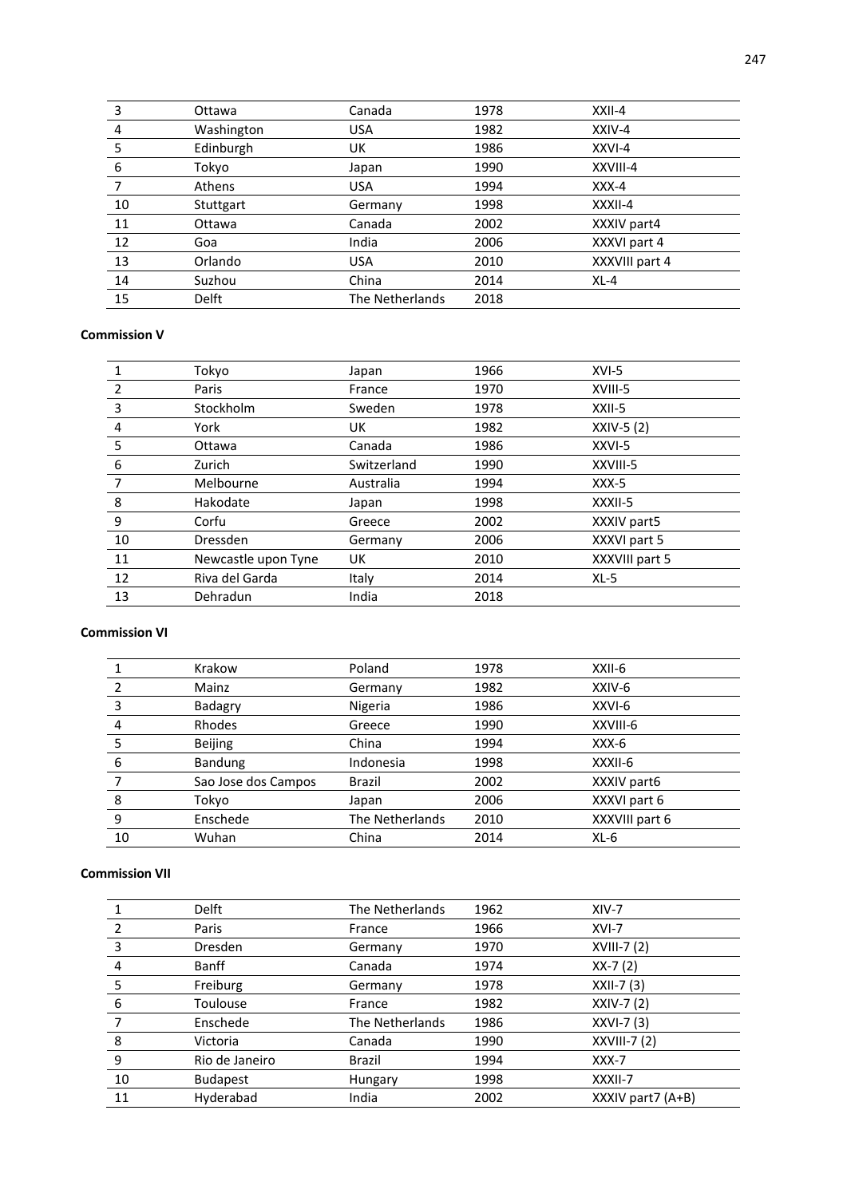| | | | | |
|---|---|---|---|---|
| 3 | Ottawa | Canada | 1978 | XXII-4 |
| 4 | Washington | USA | 1982 | XXIV-4 |
| 5 | Edinburgh | UK | 1986 | XXVI-4 |
| 6 | Tokyo | Japan | 1990 | XXVIII-4 |
| 7 | Athens | USA | 1994 | XXX-4 |
| 10 | Stuttgart | Germany | 1998 | XXXII-4 |
| 11 | Ottawa | Canada | 2002 | XXXIV part4 |
| 12 | Goa | India | 2006 | XXXVI part 4 |
| 13 | Orlando | USA | 2010 | XXXVIII part 4 |
| 14 | Suzhou | China | 2014 | XL-4 |
| 15 | Delft | The Netherlands | 2018 | |

**Commission V**

| | | | | |
|---|---|---|---|---|
| 1 | Tokyo | Japan | 1966 | XVI-5 |
| 2 | Paris | France | 1970 | XVIII-5 |
| 3 | Stockholm | Sweden | 1978 | XXII-5 |
| 4 | York | UK | 1982 | XXIV-5 (2) |
| 5 | Ottawa | Canada | 1986 | XXVI-5 |
| 6 | Zurich | Switzerland | 1990 | XXVIII-5 |
| 7 | Melbourne | Australia | 1994 | XXX-5 |
| 8 | Hakodate | Japan | 1998 | XXXII-5 |
| 9 | Corfu | Greece | 2002 | XXXIV part5 |
| 10 | Dressden | Germany | 2006 | XXXVI part 5 |
| 11 | Newcastle upon Tyne | UK | 2010 | XXXVIII part 5 |
| 12 | Riva del Garda | Italy | 2014 | XL-5 |
| 13 | Dehradun | India | 2018 | |

**Commission VI**

| | | | | |
|---|---|---|---|---|
| 1 | Krakow | Poland | 1978 | XXII-6 |
| 2 | Mainz | Germany | 1982 | XXIV-6 |
| 3 | Badagry | Nigeria | 1986 | XXVI-6 |
| 4 | Rhodes | Greece | 1990 | XXVIII-6 |
| 5 | Beijing | China | 1994 | XXX-6 |
| 6 | Bandung | Indonesia | 1998 | XXXII-6 |
| 7 | Sao Jose dos Campos | Brazil | 2002 | XXXIV part6 |
| 8 | Tokyo | Japan | 2006 | XXXVI part 6 |
| 9 | Enschede | The Netherlands | 2010 | XXXVIII part 6 |
| 10 | Wuhan | China | 2014 | XL-6 |

**Commission VII**

| | | | | |
|---|---|---|---|---|
| 1 | Delft | The Netherlands | 1962 | XIV-7 |
| 2 | Paris | France | 1966 | XVI-7 |
| 3 | Dresden | Germany | 1970 | XVIII-7 (2) |
| 4 | Banff | Canada | 1974 | XX-7 (2) |
| 5 | Freiburg | Germany | 1978 | XXII-7 (3) |
| 6 | Toulouse | France | 1982 | XXIV-7 (2) |
| 7 | Enschede | The Netherlands | 1986 | XXVI-7 (3) |
| 8 | Victoria | Canada | 1990 | XXVIII-7 (2) |
| 9 | Rio de Janeiro | Brazil | 1994 | XXX-7 |
| 10 | Budapest | Hungary | 1998 | XXXII-7 |
| 11 | Hyderabad | India | 2002 | XXXIV part7 (A+B) |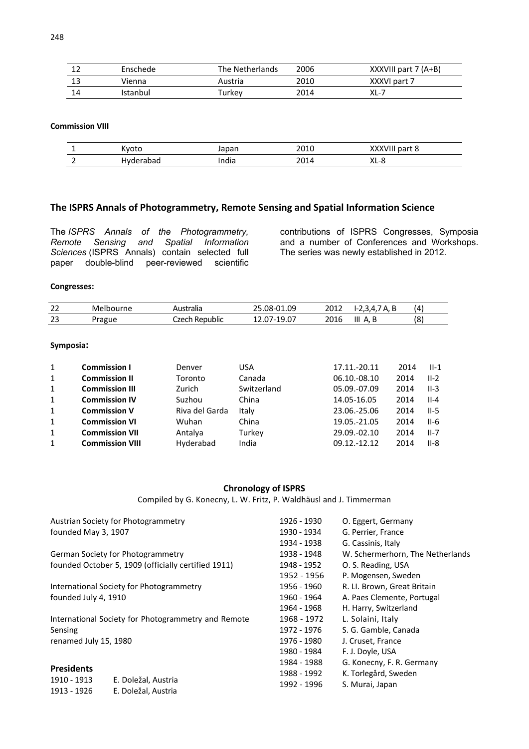| 12 | Enschede | The Netherlands | 2006 | XXXVIII part 7 (A+B) |
|---|---|---|---|---|
| 13 | Vienna | Austria | 2010 | XXXVI part 7 |
| 14 | Istanbul | Turkey | 2014 | XL-7 |

**Commission VIII**

| 1 | Kyoto | Japan | 2010 | XXXVIII part 8 |
|---|---|---|---|---|
| 2 | Hyderabad | India | 2014 | XL-8 |

## The ISPRS Annals of Photogrammetry, Remote Sensing and Spatial Information Science

The *ISPRS Annals of the Photogrammetry, Remote Sensing and Spatial Information Sciences* (ISPRS Annals) contain selected full paper double-blind peer-reviewed scientific contributions of ISPRS Congresses, Symposia and a number of Conferences and Workshops. The series was newly established in 2012.

**Congresses:**

| 22 | Melbourne | Australia | 25.08-01.09 | 2012 | I-2,3,4,7 A, B | (4) |
|---|---|---|---|---|---|---|
| 23 | Prague | Czech Republic | 12.07-19.07 | 2016 | III A, B | (8) |

**Symposia:**

| 1 | **Commission I** | Denver | USA | 17.11.-20.11 | 2014 | II-1 |
|---|---|---|---|---|---|---|
| 1 | **Commission II** | Toronto | Canada | 06.10.-08.10 | 2014 | II-2 |
| 1 | **Commission III** | Zurich | Switzerland | 05.09.-07.09 | 2014 | II-3 |
| 1 | **Commission IV** | Suzhou | China | 14.05-16.05 | 2014 | II-4 |
| 1 | **Commission V** | Riva del Garda | Italy | 23.06.-25.06 | 2014 | II-5 |
| 1 | **Commission VI** | Wuhan | China | 19.05.-21.05 | 2014 | II-6 |
| 1 | **Commission VII** | Antalya | Turkey | 29.09.-02.10 | 2014 | II-7 |
| 1 | **Commission VIII** | Hyderabad | India | 09.12.-12.12 | 2014 | II-8 |

### Chronology of ISPRS

Compiled by G. Konecny, L. W. Fritz, P. Waldhäusl and J. Timmerman

Austrian Society for Photogrammetry
founded May 3, 1907

German Society for Photogrammetry
founded October 5, 1909 (officially certified 1911)

International Society for Photogrammetry
founded July 4, 1910

International Society for Photogrammetry and Remote Sensing
renamed July 15, 1980

### Presidents

| 1910 - 1913 | E. Doležal, Austria |
|---|---|
| 1913 - 1926 | E. Doležal, Austria |
| 1926 - 1930 | O. Eggert, Germany |
| 1930 - 1934 | G. Perrier, France |
| 1934 - 1938 | G. Cassinis, Italy |
| 1938 - 1948 | W. Schermerhorn, The Netherlands |
| 1948 - 1952 | O. S. Reading, USA |
| 1952 - 1956 | P. Mogensen, Sweden |
| 1956 - 1960 | R. Ll. Brown, Great Britain |
| 1960 - 1964 | A. Paes Clemente, Portugal |
| 1964 - 1968 | H. Harry, Switzerland |
| 1968 - 1972 | L. Solaini, Italy |
| 1972 - 1976 | S. G. Gamble, Canada |
| 1976 - 1980 | J. Cruset, France |
| 1980 - 1984 | F. J. Doyle, USA |
| 1984 - 1988 | G. Konecny, F. R. Germany |
| 1988 - 1992 | K. Torlegård, Sweden |
| 1992 - 1996 | S. Murai, Japan |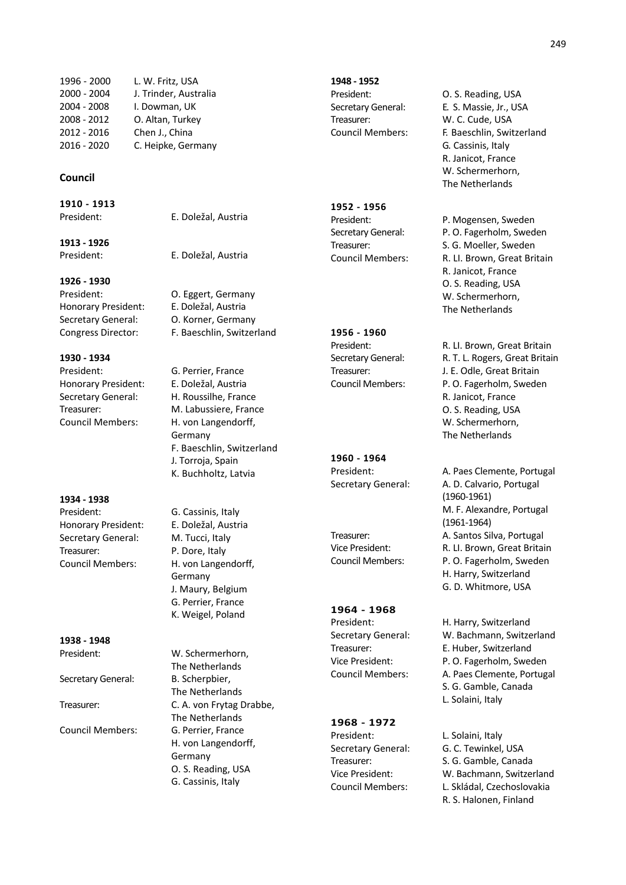| | |
|---|---|
| 1996 - 2000 | L. W. Fritz, USA |
| 2000 - 2004 | J. Trinder, Australia |
| 2004 - 2008 | I. Dowman, UK |
| 2008 - 2012 | O. Altan, Turkey |
| 2012 - 2016 | Chen J., China |
| 2016 - 2020 | C. Heipke, Germany |

### Council

**1910 - 1913**

President: E. Doležal, Austria

**1913 - 1926**

President: E. Doležal, Austria

**1926 - 1930**

President: O. Eggert, Germany
Honorary President: E. Doležal, Austria
Secretary General: O. Korner, Germany
Congress Director: F. Baeschlin, Switzerland

**1930 - 1934**

President: G. Perrier, France
Honorary President: E. Doležal, Austria
Secretary General: H. Roussilhe, France
Treasurer: M. Labussiere, France
Council Members: H. von Langendorff, Germany
F. Baeschlin, Switzerland
J. Torroja, Spain
K. Buchholtz, Latvia

**1934 - 1938**

President: G. Cassinis, Italy
Honorary President: E. Doležal, Austria
Secretary General: M. Tucci, Italy
Treasurer: P. Dore, Italy
Council Members: H. von Langendorff, Germany
J. Maury, Belgium
G. Perrier, France
K. Weigel, Poland

**1938 - 1948**

President: W. Schermerhorn, The Netherlands
Secretary General: B. Scherpbier, The Netherlands
Treasurer: C. A. von Frytag Drabbe, The Netherlands
Council Members: G. Perrier, France
H. von Langendorff, Germany
O. S. Reading, USA
G. Cassinis, Italy

**1948 - 1952**

President: O. S. Reading, USA
Secretary General: E. S. Massie, Jr., USA
Treasurer: W. C. Cude, USA
Council Members: F. Baeschlin, Switzerland
G. Cassinis, Italy
R. Janicot, France
W. Schermerhorn, The Netherlands

**1952 - 1956**

President: P. Mogensen, Sweden
Secretary General: P. O. Fagerholm, Sweden
Treasurer: S. G. Moeller, Sweden
Council Members: R. Ll. Brown, Great Britain
R. Janicot, France
O. S. Reading, USA
W. Schermerhorn, The Netherlands

**1956 - 1960**

President: R. Ll. Brown, Great Britain
Secretary General: R. T. L. Rogers, Great Britain
Treasurer: J. E. Odle, Great Britain
Council Members: P. O. Fagerholm, Sweden
R. Janicot, France
O. S. Reading, USA
W. Schermerhorn, The Netherlands

**1960 - 1964**

President: A. Paes Clemente, Portugal
Secretary General: A. D. Calvario, Portugal (1960-1961)
M. F. Alexandre, Portugal (1961-1964)
Treasurer: A. Santos Silva, Portugal
Vice President: R. Ll. Brown, Great Britain
Council Members: P. O. Fagerholm, Sweden
H. Harry, Switzerland
G. D. Whitmore, USA

**1964 - 1968**

President: H. Harry, Switzerland
Secretary General: W. Bachmann, Switzerland
Treasurer: E. Huber, Switzerland
Vice President: P. O. Fagerholm, Sweden
Council Members: A. Paes Clemente, Portugal
S. G. Gamble, Canada
L. Solaini, Italy

**1968 - 1972**

President: L. Solaini, Italy
Secretary General: G. C. Tewinkel, USA
Treasurer: S. G. Gamble, Canada
Vice President: W. Bachmann, Switzerland
Council Members: L. Skládal, Czechoslovakia
R. S. Halonen, Finland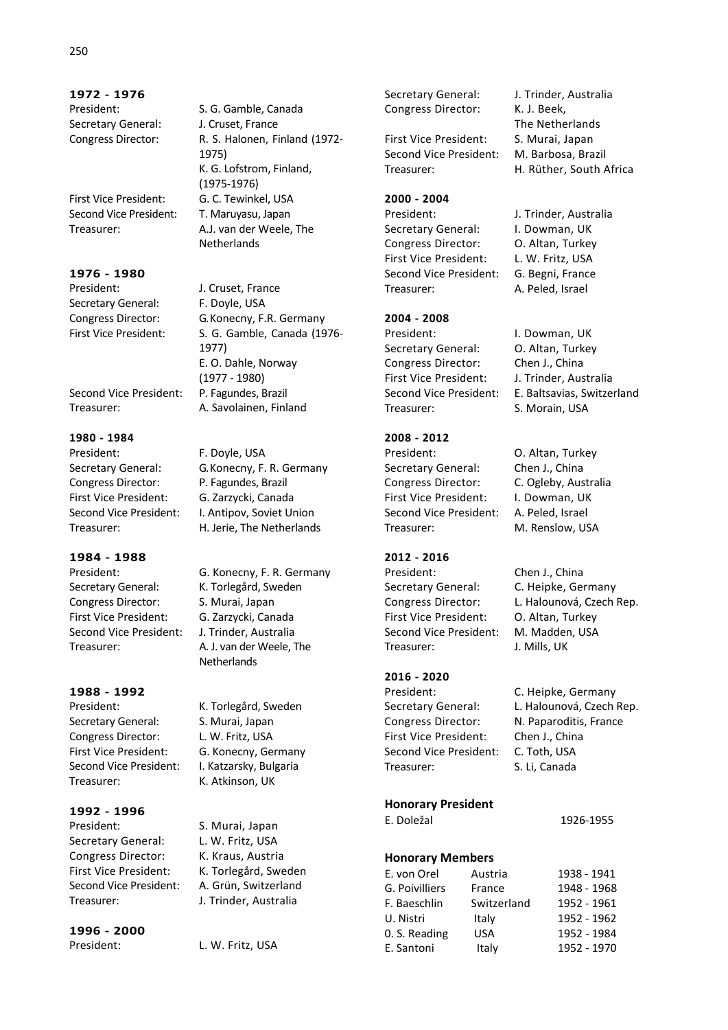### 1972 - 1976

| | |
|---|---|
| President: | S. G. Gamble, Canada |
| Secretary General: | J. Cruset, France |
| Congress Director: | R. S. Halonen, Finland (1972-1975) K. G. Lofstrom, Finland, (1975-1976) |
| First Vice President: | G. C. Tewinkel, USA |
| Second Vice President: | T. Maruyasu, Japan |
| Treasurer: | A.J. van der Weele, The Netherlands |

### 1976 - 1980

| | |
|---|---|
| President: | J. Cruset, France |
| Secretary General: | F. Doyle, USA |
| Congress Director: | G.Konecny, F.R. Germany |
| First Vice President: | S. G. Gamble, Canada (1976-1977) E. O. Dahle, Norway (1977 - 1980) |
| Second Vice President: | P. Fagundes, Brazil |
| Treasurer: | A. Savolainen, Finland |

### 1980 - 1984

| | |
|---|---|
| President: | F. Doyle, USA |
| Secretary General: | G.Konecny, F. R. Germany |
| Congress Director: | P. Fagundes, Brazil |
| First Vice President: | G. Zarzycki, Canada |
| Second Vice President: | I. Antipov, Soviet Union |
| Treasurer: | H. Jerie, The Netherlands |

### 1984 - 1988

| | |
|---|---|
| President: | G. Konecny, F. R. Germany |
| Secretary General: | K. Torlegård, Sweden |
| Congress Director: | S. Murai, Japan |
| First Vice President: | G. Zarzycki, Canada |
| Second Vice President: | J. Trinder, Australia |
| Treasurer: | A. J. van der Weele, The Netherlands |

### 1988 - 1992

| | |
|---|---|
| President: | K. Torlegård, Sweden |
| Secretary General: | S. Murai, Japan |
| Congress Director: | L. W. Fritz, USA |
| First Vice President: | G. Konecny, Germany |
| Second Vice President: | I. Katzarsky, Bulgaria |
| Treasurer: | K. Atkinson, UK |

### 1992 - 1996

| | |
|---|---|
| President: | S. Murai, Japan |
| Secretary General: | L. W. Fritz, USA |
| Congress Director: | K. Kraus, Austria |
| First Vice President: | K. Torlegård, Sweden |
| Second Vice President: | A. Grün, Switzerland |
| Treasurer: | J. Trinder, Australia |

### 1996 - 2000

| | |
|---|---|
| President: | L. W. Fritz, USA |
| Secretary General: | J. Trinder, Australia |
| Congress Director: | K. J. Beek, The Netherlands |
| First Vice President: | S. Murai, Japan |
| Second Vice President: | M. Barbosa, Brazil |
| Treasurer: | H. Rüther, South Africa |

### 2000 - 2004

| | |
|---|---|
| President: | J. Trinder, Australia |
| Secretary General: | I. Dowman, UK |
| Congress Director: | O. Altan, Turkey |
| First Vice President: | L. W. Fritz, USA |
| Second Vice President: | G. Begni, France |
| Treasurer: | A. Peled, Israel |

### 2004 - 2008

| | |
|---|---|
| President: | I. Dowman, UK |
| Secretary General: | O. Altan, Turkey |
| Congress Director: | Chen J., China |
| First Vice President: | J. Trinder, Australia |
| Second Vice President: | E. Baltsavias, Switzerland |
| Treasurer: | S. Morain, USA |

### 2008 - 2012

| | |
|---|---|
| President: | O. Altan, Turkey |
| Secretary General: | Chen J., China |
| Congress Director: | C. Ogleby, Australia |
| First Vice President: | I. Dowman, UK |
| Second Vice President: | A. Peled, Israel |
| Treasurer: | M. Renslow, USA |

### 2012 - 2016

| | |
|---|---|
| President: | Chen J., China |
| Secretary General: | C. Heipke, Germany |
| Congress Director: | L. Halounová, Czech Rep. |
| First Vice President: | O. Altan, Turkey |
| Second Vice President: | M. Madden, USA |
| Treasurer: | J. Mills, UK |

### 2016 - 2020

| | |
|---|---|
| President: | C. Heipke, Germany |
| Secretary General: | L. Halounová, Czech Rep. |
| Congress Director: | N. Paparoditis, France |
| First Vice President: | Chen J., China |
| Second Vice President: | C. Toth, USA |
| Treasurer: | S. Li, Canada |

### Honorary President

| | |
|---|---|
| E. Doležal | 1926-1955 |

### Honorary Members

| | | |
|---|---|---|
| E. von Orel | Austria | 1938 - 1941 |
| G. Poivilliers | France | 1948 - 1968 |
| F. Baeschlin | Switzerland | 1952 - 1961 |
| U. Nistri | Italy | 1952 - 1962 |
| 0. S. Reading | USA | 1952 - 1984 |
| E. Santoni | Italy | 1952 - 1970 |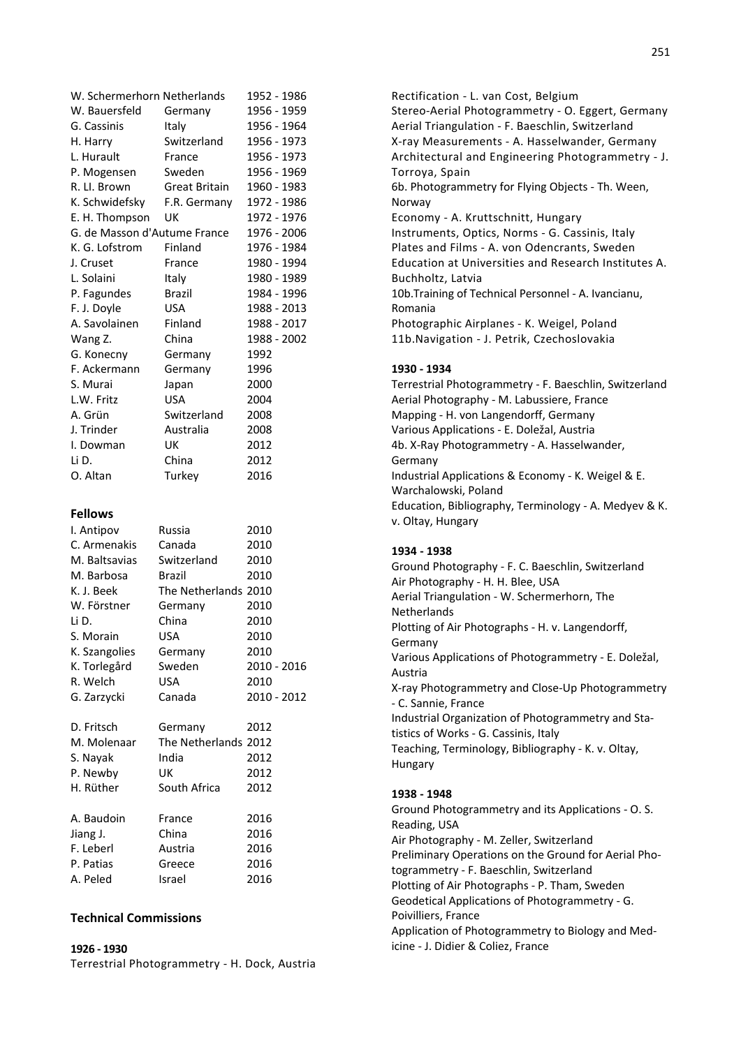| | | |
|---|---|---|
| W. Schermerhorn | Netherlands | 1952 - 1986 |
| W. Bauersfeld | Germany | 1956 - 1959 |
| G. Cassinis | Italy | 1956 - 1964 |
| H. Harry | Switzerland | 1956 - 1973 |
| L. Hurault | France | 1956 - 1973 |
| P. Mogensen | Sweden | 1956 - 1969 |
| R. Ll. Brown | Great Britain | 1960 - 1983 |
| K. Schwidefsky | F.R. Germany | 1972 - 1986 |
| E. H. Thompson | UK | 1972 - 1976 |
| G. de Masson d'Autume | France | 1976 - 2006 |
| K. G. Lofstrom | Finland | 1976 - 1984 |
| J. Cruset | France | 1980 - 1994 |
| L. Solaini | Italy | 1980 - 1989 |
| P. Fagundes | Brazil | 1984 - 1996 |
| F. J. Doyle | USA | 1988 - 2013 |
| A. Savolainen | Finland | 1988 - 2017 |
| Wang Z. | China | 1988 - 2002 |
| G. Konecny | Germany | 1992 |
| F. Ackermann | Germany | 1996 |
| S. Murai | Japan | 2000 |
| L.W. Fritz | USA | 2004 |
| A. Grün | Switzerland | 2008 |
| J. Trinder | Australia | 2008 |
| I. Dowman | UK | 2012 |
| Li D. | China | 2012 |
| O. Altan | Turkey | 2016 |

## Fellows

| | | |
|---|---|---|
| I. Antipov | Russia | 2010 |
| C. Armenakis | Canada | 2010 |
| M. Baltsavias | Switzerland | 2010 |
| M. Barbosa | Brazil | 2010 |
| K. J. Beek | The Netherlands | 2010 |
| W. Förstner | Germany | 2010 |
| Li D. | China | 2010 |
| S. Morain | USA | 2010 |
| K. Szangolies | Germany | 2010 |
| K. Torlegård | Sweden | 2010 - 2016 |
| R. Welch | USA | 2010 |
| G. Zarzycki | Canada | 2010 - 2012 |
| D. Fritsch | Germany | 2012 |
| M. Molenaar | The Netherlands | 2012 |
| S. Nayak | India | 2012 |
| P. Newby | UK | 2012 |
| H. Rüther | South Africa | 2012 |
| A. Baudoin | France | 2016 |
| Jiang J. | China | 2016 |
| F. Leberl | Austria | 2016 |
| P. Patias | Greece | 2016 |
| A. Peled | Israel | 2016 |

## Technical Commissions

**1926 - 1930**

Terrestrial Photogrammetry - H. Dock, Austria
Rectification - L. van Cost, Belgium
Stereo-Aerial Photogrammetry - O. Eggert, Germany
Aerial Triangulation - F. Baeschlin, Switzerland
X-ray Measurements - A. Hasselwander, Germany
Architectural and Engineering Photogrammetry - J. Torroya, Spain
6b. Photogrammetry for Flying Objects - Th. Ween, Norway
Economy - A. Kruttschnitt, Hungary
Instruments, Optics, Norms - G. Cassinis, Italy
Plates and Films - A. von Odencrants, Sweden
Education at Universities and Research Institutes A. Buchholtz, Latvia
10b.Training of Technical Personnel - A. Ivancianu, Romania
Photographic Airplanes - K. Weigel, Poland
11b.Navigation - J. Petrik, Czechoslovakia

**1930 - 1934**

Terrestrial Photogrammetry - F. Baeschlin, Switzerland
Aerial Photography - M. Labussiere, France
Mapping - H. von Langendorff, Germany
Various Applications - E. Doležal, Austria
4b. X-Ray Photogrammetry - A. Hasselwander, Germany
Industrial Applications & Economy - K. Weigel & E. Warchalowski, Poland
Education, Bibliography, Terminology - A. Medyev & K. v. Oltay, Hungary

**1934 - 1938**

Ground Photography - F. C. Baeschlin, Switzerland
Air Photography - H. H. Blee, USA
Aerial Triangulation - W. Schermerhorn, The Netherlands
Plotting of Air Photographs - H. v. Langendorff, Germany
Various Applications of Photogrammetry - E. Doležal, Austria
X-ray Photogrammetry and Close-Up Photogrammetry - C. Sannie, France
Industrial Organization of Photogrammetry and Statistics of Works - G. Cassinis, Italy
Teaching, Terminology, Bibliography - K. v. Oltay, Hungary

**1938 - 1948**

Ground Photogrammetry and its Applications - O. S. Reading, USA
Air Photography - M. Zeller, Switzerland
Preliminary Operations on the Ground for Aerial Photogrammetry - F. Baeschlin, Switzerland
Plotting of Air Photographs - P. Tham, Sweden
Geodetical Applications of Photogrammetry - G. Poivilliers, France
Application of Photogrammetry to Biology and Medicine - J. Didier & Coliez, France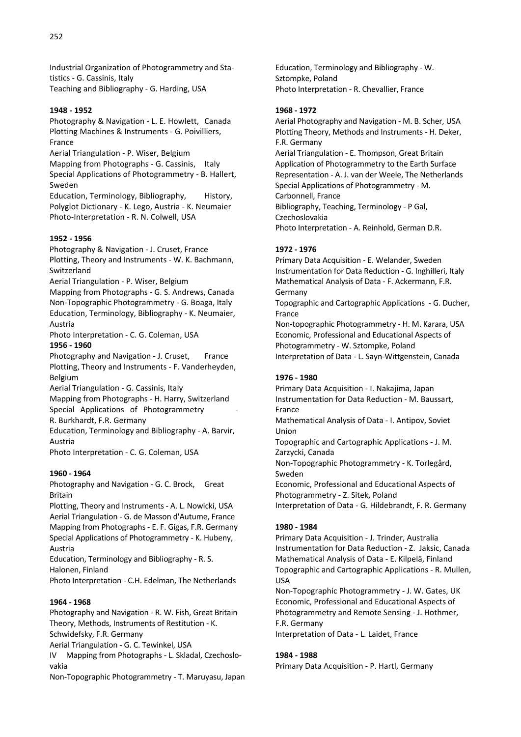Industrial Organization of Photogrammetry and Statistics - G. Cassinis, Italy
Teaching and Bibliography - G. Harding, USA

**1948 - 1952**

Photography & Navigation - L. E. Howlett, Canada
Plotting Machines & Instruments - G. Poivilliers, France
Aerial Triangulation - P. Wiser, Belgium
Mapping from Photographs - G. Cassinis, Italy
Special Applications of Photogrammetry - B. Hallert, Sweden
Education, Terminology, Bibliography, History, Polyglot Dictionary - K. Lego, Austria - K. Neumaier
Photo-Interpretation - R. N. Colwell, USA

**1952 - 1956**

Photography & Navigation - J. Cruset, France
Plotting, Theory and Instruments - W. K. Bachmann, Switzerland
Aerial Triangulation - P. Wiser, Belgium
Mapping from Photographs - G. S. Andrews, Canada
Non-Topographic Photogrammetry - G. Boaga, Italy
Education, Terminology, Bibliography - K. Neumaier, Austria
Photo Interpretation - C. G. Coleman, USA

**1956 - 1960**

Photography and Navigation - J. Cruset, France
Plotting, Theory and Instruments - F. Vanderheyden, Belgium
Aerial Triangulation - G. Cassinis, Italy
Mapping from Photographs - H. Harry, Switzerland
Special Applications of Photogrammetry - R. Burkhardt, F.R. Germany
Education, Terminology and Bibliography - A. Barvir, Austria
Photo Interpretation - C. G. Coleman, USA

**1960 - 1964**

Photography and Navigation - G. C. Brock, Great Britain
Plotting, Theory and Instruments - A. L. Nowicki, USA
Aerial Triangulation - G. de Masson d'Autume, France
Mapping from Photographs - E. F. Gigas, F.R. Germany
Special Applications of Photogrammetry - K. Hubeny, Austria
Education, Terminology and Bibliography - R. S. Halonen, Finland
Photo Interpretation - C.H. Edelman, The Netherlands

**1964 - 1968**

Photography and Navigation - R. W. Fish, Great Britain
Theory, Methods, Instruments of Restitution - K. Schwidefsky, F.R. Germany
Aerial Triangulation - G. C. Tewinkel, USA
IV Mapping from Photographs - L. Skladal, Czechoslovakia
Non-Topographic Photogrammetry - T. Maruyasu, Japan
Education, Terminology and Bibliography - W. Sztompke, Poland
Photo Interpretation - R. Chevallier, France

**1968 - 1972**

Aerial Photography and Navigation - M. B. Scher, USA
Plotting Theory, Methods and Instruments - H. Deker, F.R. Germany
Aerial Triangulation - E. Thompson, Great Britain
Application of Photogrammetry to the Earth Surface Representation - A. J. van der Weele, The Netherlands
Special Applications of Photogrammetry - M. Carbonnell, France
Bibliography, Teaching, Terminology - P Gal, Czechoslovakia
Photo Interpretation - A. Reinhold, German D.R.

**1972 - 1976**

Primary Data Acquisition - E. Welander, Sweden
Instrumentation for Data Reduction - G. Inghilleri, Italy
Mathematical Analysis of Data - F. Ackermann, F.R. Germany
Topographic and Cartographic Applications - G. Ducher, France
Non-topographic Photogrammetry - H. M. Karara, USA
Economic, Professional and Educational Aspects of Photogrammetry - W. Sztompke, Poland
Interpretation of Data - L. Sayn-Wittgenstein, Canada

**1976 - 1980**

Primary Data Acquisition - I. Nakajima, Japan
Instrumentation for Data Reduction - M. Baussart, France
Mathematical Analysis of Data - I. Antipov, Soviet Union
Topographic and Cartographic Applications - J. M. Zarzycki, Canada
Non-Topographic Photogrammetry - K. Torlegård, Sweden
Economic, Professional and Educational Aspects of Photogrammetry - Z. Sitek, Poland
Interpretation of Data - G. Hildebrandt, F. R. Germany

**1980 - 1984**

Primary Data Acquisition - J. Trinder, Australia
Instrumentation for Data Reduction - Z. Jaksic, Canada
Mathematical Analysis of Data - E. Kilpelä, Finland
Topographic and Cartographic Applications - R. Mullen, USA
Non-Topographic Photogrammetry - J. W. Gates, UK
Economic, Professional and Educational Aspects of Photogrammetry and Remote Sensing - J. Hothmer, F.R. Germany
Interpretation of Data - L. Laidet, France

**1984 - 1988**

Primary Data Acquisition - P. Hartl, Germany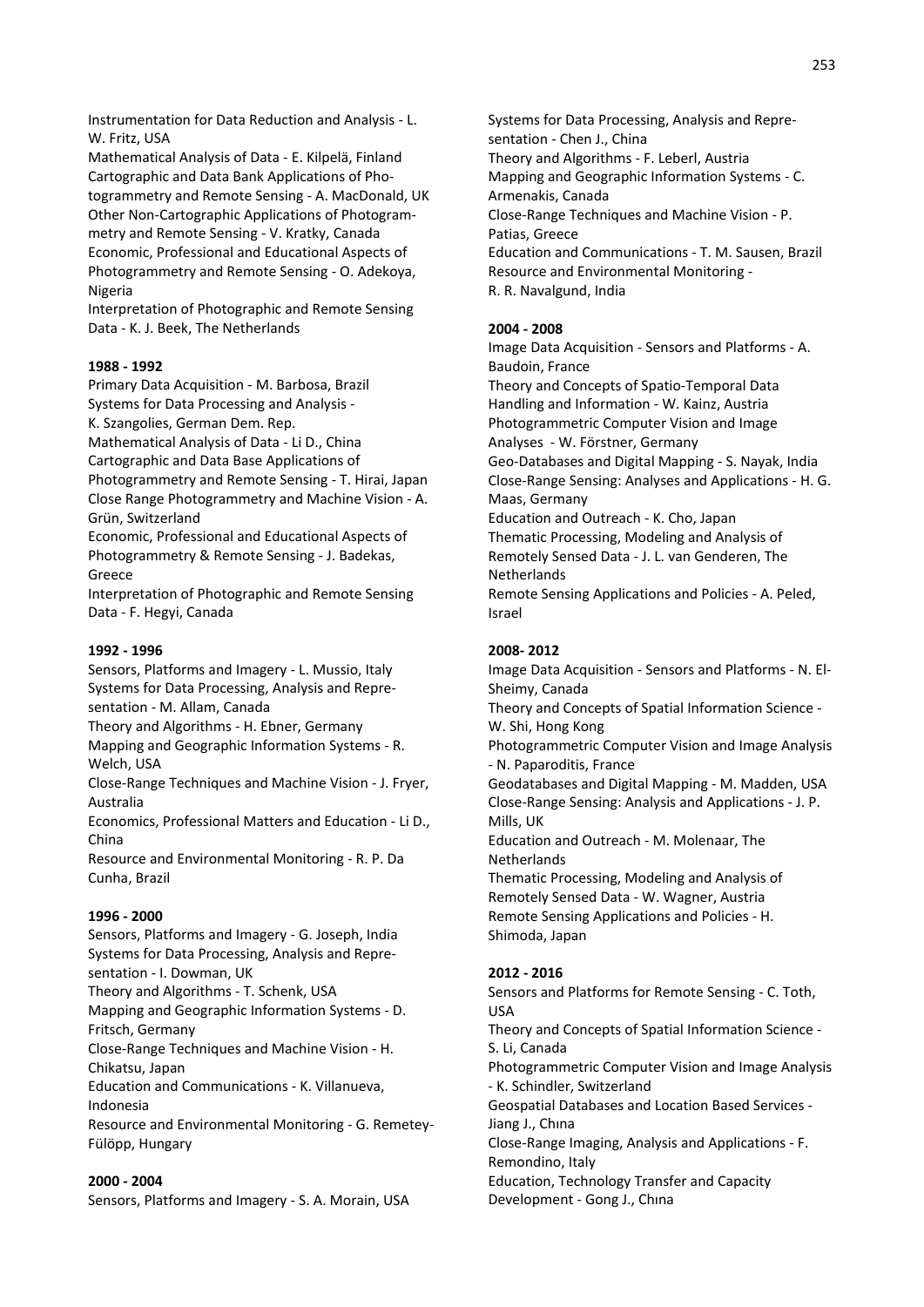Instrumentation for Data Reduction and Analysis - L. W. Fritz, USA
Mathematical Analysis of Data - E. Kilpelä, Finland
Cartographic and Data Bank Applications of Photogrammetry and Remote Sensing - A. MacDonald, UK
Other Non-Cartographic Applications of Photogrammetry and Remote Sensing - V. Kratky, Canada
Economic, Professional and Educational Aspects of Photogrammetry and Remote Sensing - O. Adekoya, Nigeria
Interpretation of Photographic and Remote Sensing Data - K. J. Beek, The Netherlands

**1988 - 1992**

Primary Data Acquisition - M. Barbosa, Brazil
Systems for Data Processing and Analysis - K. Szangolies, German Dem. Rep.
Mathematical Analysis of Data - Li D., China
Cartographic and Data Base Applications of Photogrammetry and Remote Sensing - T. Hirai, Japan
Close Range Photogrammetry and Machine Vision - A. Grün, Switzerland
Economic, Professional and Educational Aspects of Photogrammetry & Remote Sensing - J. Badekas, Greece
Interpretation of Photographic and Remote Sensing Data - F. Hegyi, Canada

**1992 - 1996**

Sensors, Platforms and Imagery - L. Mussio, Italy
Systems for Data Processing, Analysis and Representation - M. Allam, Canada
Theory and Algorithms - H. Ebner, Germany
Mapping and Geographic Information Systems - R. Welch, USA
Close-Range Techniques and Machine Vision - J. Fryer, Australia
Economics, Professional Matters and Education - Li D., China
Resource and Environmental Monitoring - R. P. Da Cunha, Brazil

**1996 - 2000**

Sensors, Platforms and Imagery - G. Joseph, India
Systems for Data Processing, Analysis and Representation - I. Dowman, UK
Theory and Algorithms - T. Schenk, USA
Mapping and Geographic Information Systems - D. Fritsch, Germany
Close-Range Techniques and Machine Vision - H. Chikatsu, Japan
Education and Communications - K. Villanueva, Indonesia
Resource and Environmental Monitoring - G. Remetey-Fülöpp, Hungary

**2000 - 2004**

Sensors, Platforms and Imagery - S. A. Morain, USA
Systems for Data Processing, Analysis and Representation - Chen J., China
Theory and Algorithms - F. Leberl, Austria
Mapping and Geographic Information Systems - C. Armenakis, Canada
Close-Range Techniques and Machine Vision - P. Patias, Greece
Education and Communications - T. M. Sausen, Brazil
Resource and Environmental Monitoring - R. R. Navalgund, India

**2004 - 2008**

Image Data Acquisition - Sensors and Platforms - A. Baudoin, France
Theory and Concepts of Spatio-Temporal Data Handling and Information - W. Kainz, Austria
Photogrammetric Computer Vision and Image Analyses - W. Förstner, Germany
Geo-Databases and Digital Mapping - S. Nayak, India
Close-Range Sensing: Analyses and Applications - H. G. Maas, Germany
Education and Outreach - K. Cho, Japan
Thematic Processing, Modeling and Analysis of Remotely Sensed Data - J. L. van Genderen, The Netherlands
Remote Sensing Applications and Policies - A. Peled, Israel

**2008- 2012**

Image Data Acquisition - Sensors and Platforms - N. El-Sheimy, Canada
Theory and Concepts of Spatial Information Science - W. Shi, Hong Kong
Photogrammetric Computer Vision and Image Analysis - N. Paparoditis, France
Geodatabases and Digital Mapping - M. Madden, USA
Close-Range Sensing: Analysis and Applications - J. P. Mills, UK
Education and Outreach - M. Molenaar, The Netherlands
Thematic Processing, Modeling and Analysis of Remotely Sensed Data - W. Wagner, Austria
Remote Sensing Applications and Policies - H. Shimoda, Japan

**2012 - 2016**

Sensors and Platforms for Remote Sensing - C. Toth, USA
Theory and Concepts of Spatial Information Science - S. Li, Canada
Photogrammetric Computer Vision and Image Analysis - K. Schindler, Switzerland
Geospatial Databases and Location Based Services - Jiang J., Chına
Close-Range Imaging, Analysis and Applications - F. Remondino, Italy
Education, Technology Transfer and Capacity Development - Gong J., Chına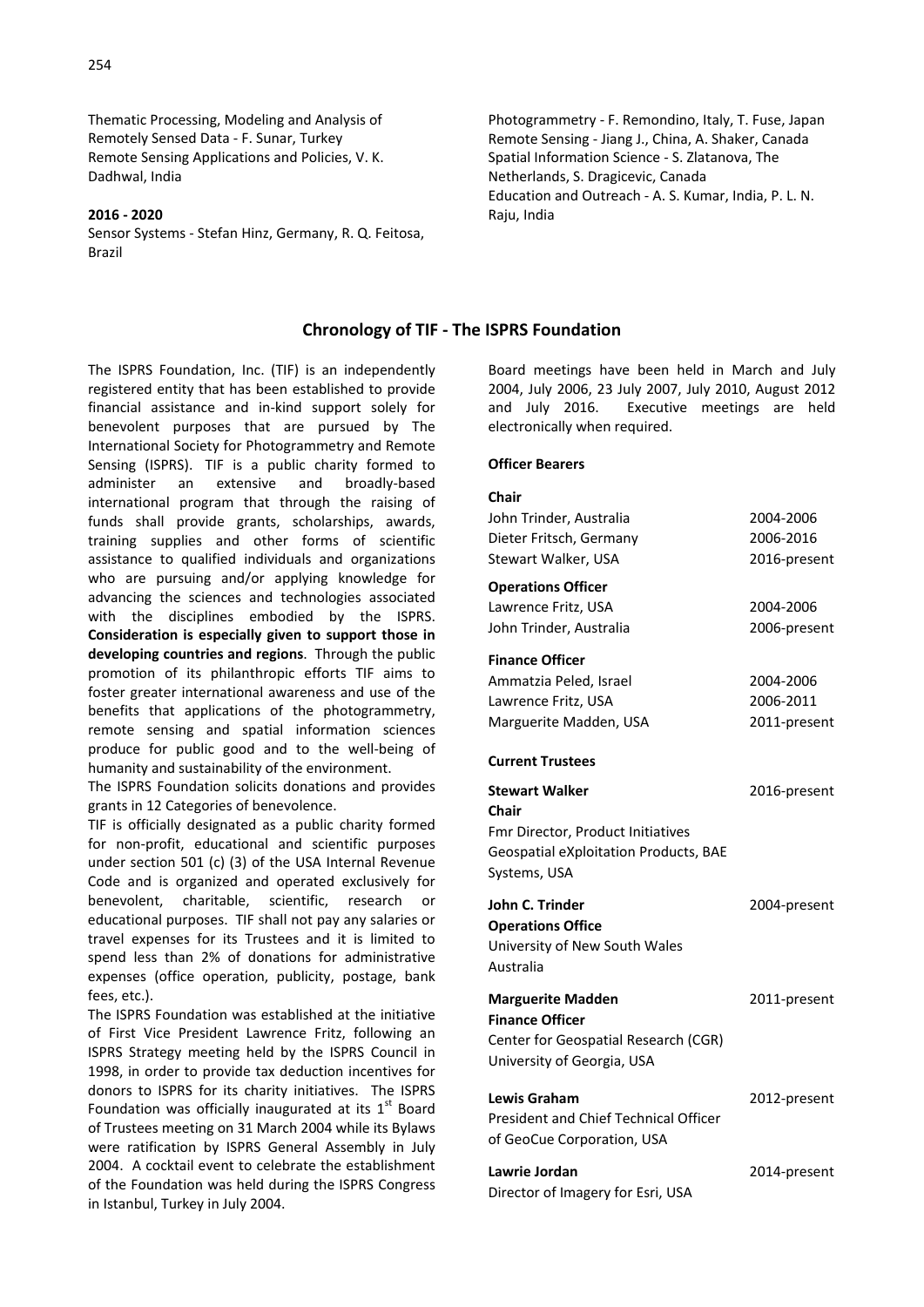Thematic Processing, Modeling and Analysis of Remotely Sensed Data - F. Sunar, Turkey
Remote Sensing Applications and Policies, V. K. Dadhwal, India

**2016 - 2020**
Sensor Systems - Stefan Hinz, Germany, R. Q. Feitosa, Brazil
Photogrammetry - F. Remondino, Italy, T. Fuse, Japan
Remote Sensing - Jiang J., China, A. Shaker, Canada
Spatial Information Science - S. Zlatanova, The Netherlands, S. Dragicevic, Canada
Education and Outreach - A. S. Kumar, India, P. L. N. Raju, India

## Chronology of TIF - The ISPRS Foundation

The ISPRS Foundation, Inc. (TIF) is an independently registered entity that has been established to provide financial assistance and in-kind support solely for benevolent purposes that are pursued by The International Society for Photogrammetry and Remote Sensing (ISPRS). TIF is a public charity formed to administer an extensive and broadly-based international program that through the raising of funds shall provide grants, scholarships, awards, training supplies and other forms of scientific assistance to qualified individuals and organizations who are pursuing and/or applying knowledge for advancing the sciences and technologies associated with the disciplines embodied by the ISPRS. **Consideration is especially given to support those in developing countries and regions**. Through the public promotion of its philanthropic efforts TIF aims to foster greater international awareness and use of the benefits that applications of the photogrammetry, remote sensing and spatial information sciences produce for public good and to the well-being of humanity and sustainability of the environment.

The ISPRS Foundation solicits donations and provides grants in 12 Categories of benevolence.

TIF is officially designated as a public charity formed for non-profit, educational and scientific purposes under section 501 (c) (3) of the USA Internal Revenue Code and is organized and operated exclusively for benevolent, charitable, scientific, research or educational purposes. TIF shall not pay any salaries or travel expenses for its Trustees and it is limited to spend less than 2% of donations for administrative expenses (office operation, publicity, postage, bank fees, etc.).

The ISPRS Foundation was established at the initiative of First Vice President Lawrence Fritz, following an ISPRS Strategy meeting held by the ISPRS Council in 1998, in order to provide tax deduction incentives for donors to ISPRS for its charity initiatives. The ISPRS Foundation was officially inaugurated at its 1st Board of Trustees meeting on 31 March 2004 while its Bylaws were ratification by ISPRS General Assembly in July 2004. A cocktail event to celebrate the establishment of the Foundation was held during the ISPRS Congress in Istanbul, Turkey in July 2004.

Board meetings have been held in March and July 2004, July 2006, 23 July 2007, July 2010, August 2012 and July 2016. Executive meetings are held electronically when required.

**Officer Bearers**

**Chair**

| | |
|---|---|
| John Trinder, Australia | 2004-2006 |
| Dieter Fritsch, Germany | 2006-2016 |
| Stewart Walker, USA | 2016-present |

**Operations Officer**

| | |
|---|---|
| Lawrence Fritz, USA | 2004-2006 |
| John Trinder, Australia | 2006-present |

**Finance Officer**

| | |
|---|---|
| Ammatzia Peled, Israel | 2004-2006 |
| Lawrence Fritz, USA | 2006-2011 |
| Marguerite Madden, USA | 2011-present |

**Current Trustees**

**Stewart Walker** 2016-present
**Chair**
Fmr Director, Product Initiatives
Geospatial eXploitation Products, BAE Systems, USA

**John C. Trinder** 2004-present
**Operations Office**
University of New South Wales
Australia

**Marguerite Madden** 2011-present
**Finance Officer**
Center for Geospatial Research (CGR)
University of Georgia, USA

**Lewis Graham** 2012-present
President and Chief Technical Officer of GeoCue Corporation, USA

**Lawrie Jordan** 2014-present
Director of Imagery for Esri, USA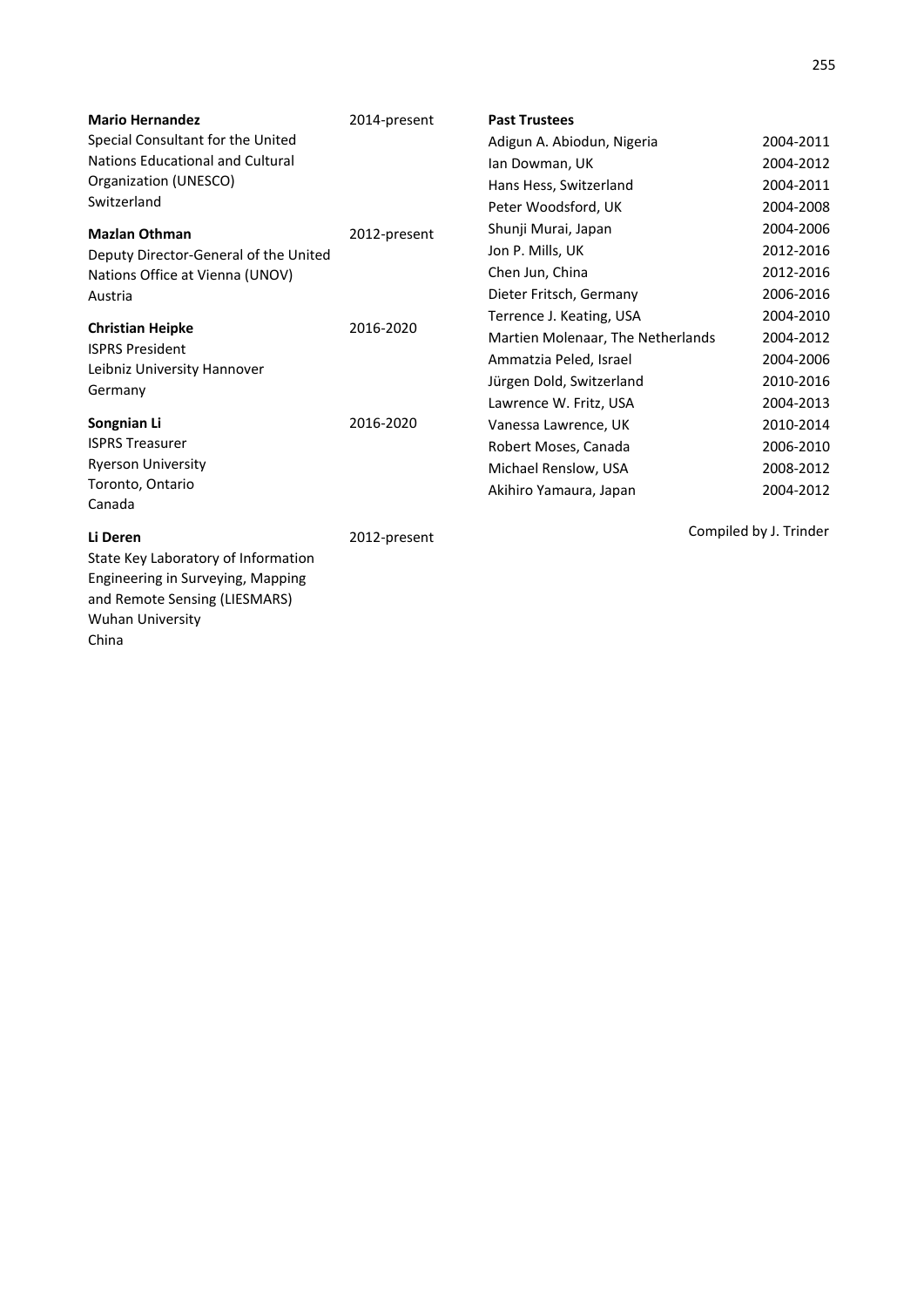**Mario Hernandez** 2014-present
Special Consultant for the United Nations Educational and Cultural Organization (UNESCO)
Switzerland

**Mazlan Othman** 2012-present
Deputy Director-General of the United Nations Office at Vienna (UNOV)
Austria

**Christian Heipke** 2016-2020
ISPRS President
Leibniz University Hannover
Germany

**Songnian Li** 2016-2020
ISPRS Treasurer
Ryerson University
Toronto, Ontario
Canada

**Li Deren** 2012-present
State Key Laboratory of Information Engineering in Surveying, Mapping and Remote Sensing (LIESMARS)
Wuhan University
China

**Past Trustees**

| | |
|---|---|
| Adigun A. Abiodun, Nigeria | 2004-2011 |
| Ian Dowman, UK | 2004-2012 |
| Hans Hess, Switzerland | 2004-2011 |
| Peter Woodsford, UK | 2004-2008 |
| Shunji Murai, Japan | 2004-2006 |
| Jon P. Mills, UK | 2012-2016 |
| Chen Jun, China | 2012-2016 |
| Dieter Fritsch, Germany | 2006-2016 |
| Terrence J. Keating, USA | 2004-2010 |
| Martien Molenaar, The Netherlands | 2004-2012 |
| Ammatzia Peled, Israel | 2004-2006 |
| Jürgen Dold, Switzerland | 2010-2016 |
| Lawrence W. Fritz, USA | 2004-2013 |
| Vanessa Lawrence, UK | 2010-2014 |
| Robert Moses, Canada | 2006-2010 |
| Michael Renslow, USA | 2008-2012 |
| Akihiro Yamaura, Japan | 2004-2012 |

Compiled by J. Trinder